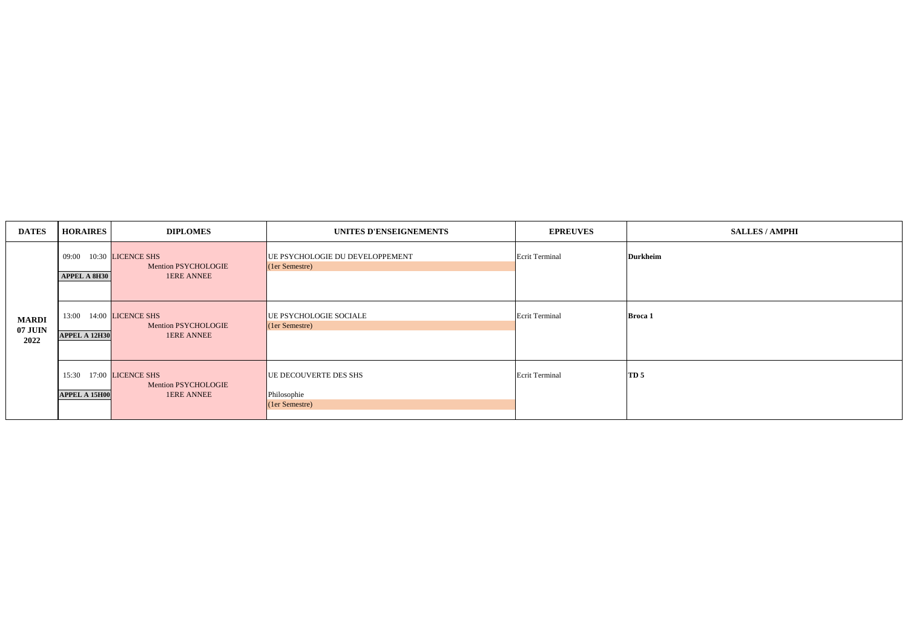| DATES | HORAIRES | DIPLOMES | UNITES D'ENSEIGNEMENTS | EPREUVES | SALLES / AMPHI |
|---|---|---|---|---|---|
| **MARDI 07 JUIN 2022** | 09:00 10:30 **APPEL A 8H30** | LICENCE SHS Mention PSYCHOLOGIE 1ERE ANNEE | UE PSYCHOLOGIE DU DEVELOPPEMENT (1er Semestre) | Ecrit Terminal | **Durkheim** |
| | 13:00 14:00 **APPEL A 12H30** | LICENCE SHS Mention PSYCHOLOGIE 1ERE ANNEE | UE PSYCHOLOGIE SOCIALE (1er Semestre) | Ecrit Terminal | **Broca 1** |
| | 15:30 17:00 **APPEL A 15H00** | LICENCE SHS Mention PSYCHOLOGIE 1ERE ANNEE | UE DECOUVERTE DES SHS Philosophie (1er Semestre) | Ecrit Terminal | **TD 5** |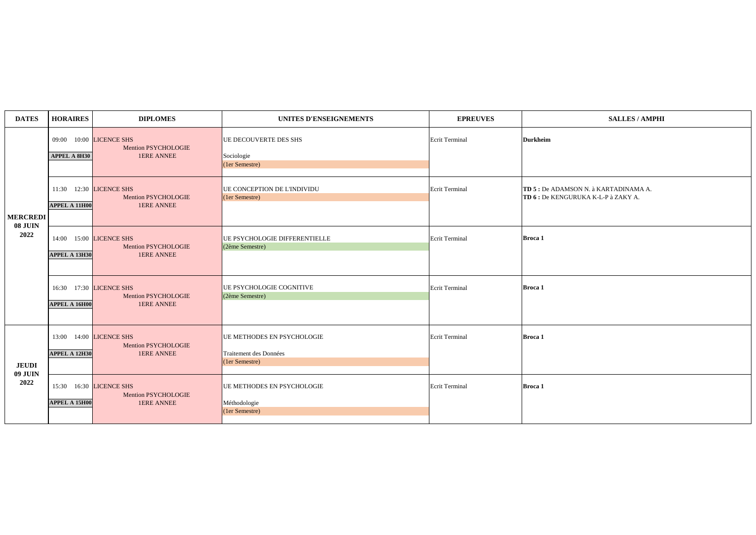| DATES | HORAIRES | DIPLOMES | UNITES D'ENSEIGNEMENTS | EPREUVES | SALLES / AMPHI |
|---|---|---|---|---|---|
| **MERCREDI 08 JUIN 2022** | 09:00 10:00<br>**APPEL A 8H30** | LICENCE SHS<br>Mention PSYCHOLOGIE<br>1ERE ANNEE | UE DECOUVERTE DES SHS<br><br>Sociologie<br>(1er Semestre) | Ecrit Terminal | **Durkheim** |
| | 11:30 12:30<br>**APPEL A 11H00** | LICENCE SHS<br>Mention PSYCHOLOGIE<br>1ERE ANNEE | UE CONCEPTION DE L'INDIVIDU<br>(1er Semestre) | Ecrit Terminal | **TD 5 :** De ADAMSON N. à KARTADINAMA A.<br>**TD 6 :** De KENGURUKA K-L-P à ZAKY A. |
| | 14:00 15:00<br>**APPEL A 13H30** | LICENCE SHS<br>Mention PSYCHOLOGIE<br>1ERE ANNEE | UE PSYCHOLOGIE DIFFERENTIELLE<br>(2ème Semestre) | Ecrit Terminal | **Broca 1** |
| | 16:30 17:30<br>**APPEL A 16H00** | LICENCE SHS<br>Mention PSYCHOLOGIE<br>1ERE ANNEE | UE PSYCHOLOGIE COGNITIVE<br>(2ème Semestre) | Ecrit Terminal | **Broca 1** |
| **JEUDI 09 JUIN 2022** | 13:00 14:00<br>**APPEL A 12H30** | LICENCE SHS<br>Mention PSYCHOLOGIE<br>1ERE ANNEE | UE METHODES EN PSYCHOLOGIE<br><br>Traitement des Données<br>(1er Semestre) | Ecrit Terminal | **Broca 1** |
| | 15:30 16:30<br>**APPEL A 15H00** | LICENCE SHS<br>Mention PSYCHOLOGIE<br>1ERE ANNEE | UE METHODES EN PSYCHOLOGIE<br><br>Méthodologie<br>(1er Semestre) | Ecrit Terminal | **Broca 1** |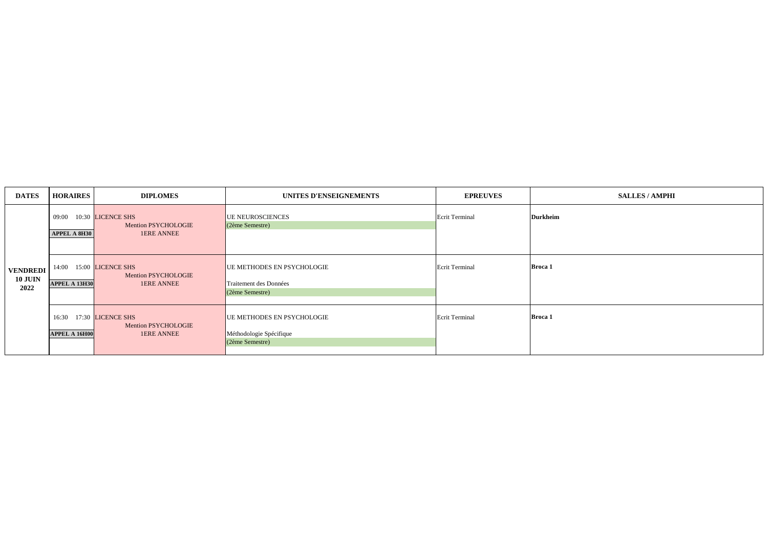| DATES | HORAIRES | DIPLOMES | UNITES D'ENSEIGNEMENTS | EPREUVES | SALLES / AMPHI |
| --- | --- | --- | --- | --- | --- |
| **VENDREDI 10 JUIN 2022** | 09:00 10:30 **APPEL A 8H30** | LICENCE SHS Mention PSYCHOLOGIE 1ERE ANNEE | UE NEUROSCIENCES (2ème Semestre) | Ecrit Terminal | **Durkheim** |
| | 14:00 15:00 **APPEL A 13H30** | LICENCE SHS Mention PSYCHOLOGIE 1ERE ANNEE | UE METHODES EN PSYCHOLOGIE Traitement des Données (2ème Semestre) | Ecrit Terminal | **Broca 1** |
| | 16:30 17:30 **APPEL A 16H00** | LICENCE SHS Mention PSYCHOLOGIE 1ERE ANNEE | UE METHODES EN PSYCHOLOGIE Méthodologie Spécifique (2ème Semestre) | Ecrit Terminal | **Broca 1** |